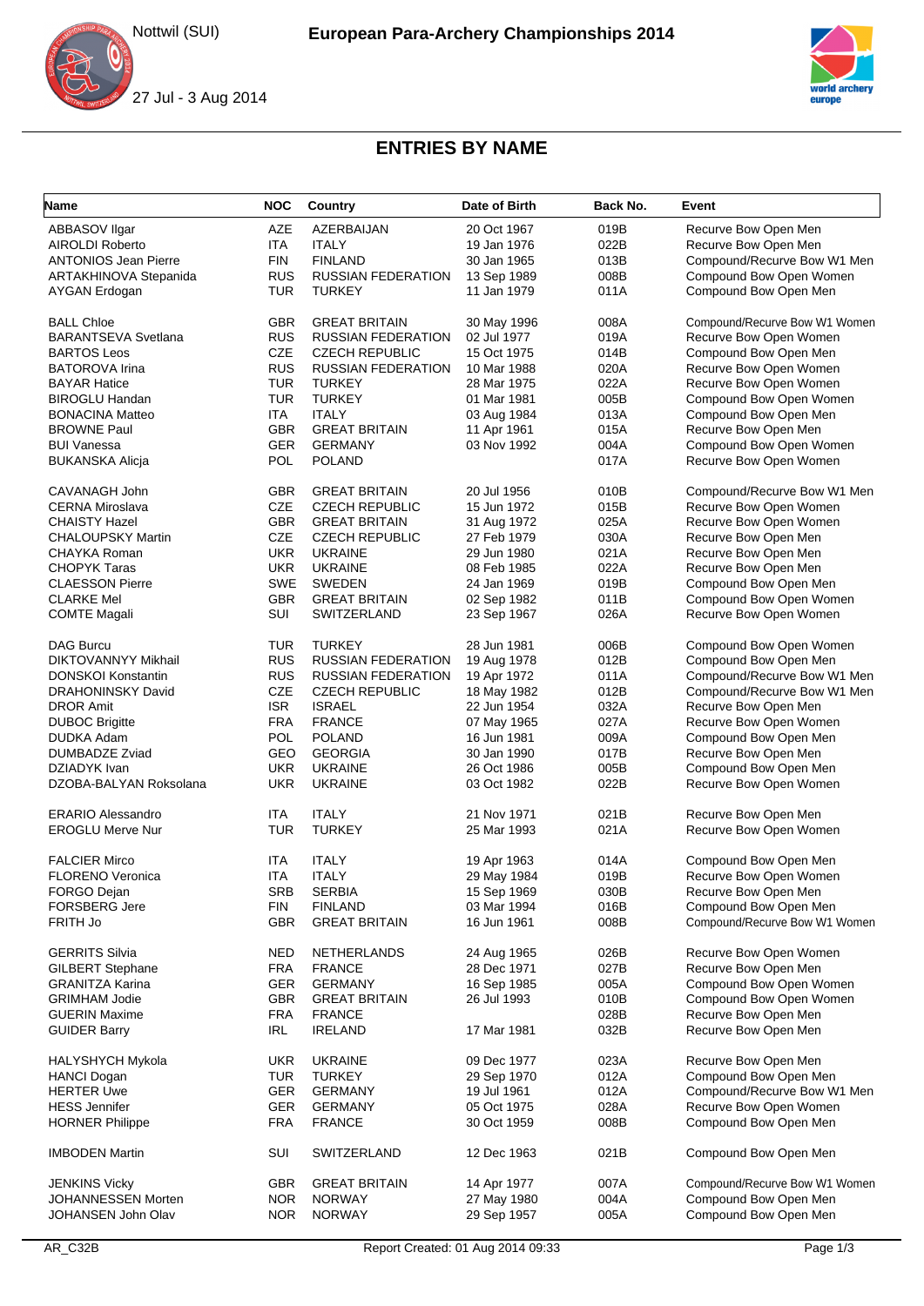# European Para-Archery Championships 2014

Nottwil (SUI)

27 Jul - 3 Aug 2014

## ENTRIES BY NAME

| Name | NOC | Country | Date of Birth | Back No. | Event |
|---|---|---|---|---|---|
| ABBASOV Ilgar | AZE | AZERBAIJAN | 20 Oct 1967 | 019B | Recurve Bow Open Men |
| AIROLDI Roberto | ITA | ITALY | 19 Jan 1976 | 022B | Recurve Bow Open Men |
| ANTONIOS Jean Pierre | FIN | FINLAND | 30 Jan 1965 | 013B | Compound/Recurve Bow W1 Men |
| ARTAKHINOVA Stepanida | RUS | RUSSIAN FEDERATION | 13 Sep 1989 | 008B | Compound Bow Open Women |
| AYGAN Erdogan | TUR | TURKEY | 11 Jan 1979 | 011A | Compound Bow Open Men |
| BALL Chloe | GBR | GREAT BRITAIN | 30 May 1996 | 008A | Compound/Recurve Bow W1 Women |
| BARANTSEVA Svetlana | RUS | RUSSIAN FEDERATION | 02 Jul 1977 | 019A | Recurve Bow Open Women |
| BARTOS Leos | CZE | CZECH REPUBLIC | 15 Oct 1975 | 014B | Compound Bow Open Men |
| BATOROVA Irina | RUS | RUSSIAN FEDERATION | 10 Mar 1988 | 020A | Recurve Bow Open Women |
| BAYAR Hatice | TUR | TURKEY | 28 Mar 1975 | 022A | Recurve Bow Open Women |
| BIROGLU Handan | TUR | TURKEY | 01 Mar 1981 | 005B | Compound Bow Open Women |
| BONACINA Matteo | ITA | ITALY | 03 Aug 1984 | 013A | Compound Bow Open Men |
| BROWNE Paul | GBR | GREAT BRITAIN | 11 Apr 1961 | 015A | Recurve Bow Open Men |
| BUI Vanessa | GER | GERMANY | 03 Nov 1992 | 004A | Compound Bow Open Women |
| BUKANSKA Alicja | POL | POLAND | | 017A | Recurve Bow Open Women |
| CAVANAGH John | GBR | GREAT BRITAIN | 20 Jul 1956 | 010B | Compound/Recurve Bow W1 Men |
| CERNA Miroslava | CZE | CZECH REPUBLIC | 15 Jun 1972 | 015B | Recurve Bow Open Women |
| CHAISTY Hazel | GBR | GREAT BRITAIN | 31 Aug 1972 | 025A | Recurve Bow Open Women |
| CHALOUPSKY Martin | CZE | CZECH REPUBLIC | 27 Feb 1979 | 030A | Recurve Bow Open Men |
| CHAYKA Roman | UKR | UKRAINE | 29 Jun 1980 | 021A | Recurve Bow Open Men |
| CHOPYK Taras | UKR | UKRAINE | 08 Feb 1985 | 022A | Recurve Bow Open Men |
| CLAESSON Pierre | SWE | SWEDEN | 24 Jan 1969 | 019B | Compound Bow Open Men |
| CLARKE Mel | GBR | GREAT BRITAIN | 02 Sep 1982 | 011B | Compound Bow Open Women |
| COMTE Magali | SUI | SWITZERLAND | 23 Sep 1967 | 026A | Recurve Bow Open Women |
| DAG Burcu | TUR | TURKEY | 28 Jun 1981 | 006B | Compound Bow Open Women |
| DIKTOVANNYY Mikhail | RUS | RUSSIAN FEDERATION | 19 Aug 1978 | 012B | Compound Bow Open Men |
| DONSKOI Konstantin | RUS | RUSSIAN FEDERATION | 19 Apr 1972 | 011A | Compound/Recurve Bow W1 Men |
| DRAHONINSKY David | CZE | CZECH REPUBLIC | 18 May 1982 | 012B | Compound/Recurve Bow W1 Men |
| DROR Amit | ISR | ISRAEL | 22 Jun 1954 | 032A | Recurve Bow Open Men |
| DUBOC Brigitte | FRA | FRANCE | 07 May 1965 | 027A | Recurve Bow Open Women |
| DUDKA Adam | POL | POLAND | 16 Jun 1981 | 009A | Compound Bow Open Men |
| DUMBADZE Zviad | GEO | GEORGIA | 30 Jan 1990 | 017B | Recurve Bow Open Men |
| DZIADYK Ivan | UKR | UKRAINE | 26 Oct 1986 | 005B | Compound Bow Open Men |
| DZOBA-BALYAN Roksolana | UKR | UKRAINE | 03 Oct 1982 | 022B | Recurve Bow Open Women |
| ERARIO Alessandro | ITA | ITALY | 21 Nov 1971 | 021B | Recurve Bow Open Men |
| EROGLU Merve Nur | TUR | TURKEY | 25 Mar 1993 | 021A | Recurve Bow Open Women |
| FALCIER Mirco | ITA | ITALY | 19 Apr 1963 | 014A | Compound Bow Open Men |
| FLORENO Veronica | ITA | ITALY | 29 May 1984 | 019B | Recurve Bow Open Women |
| FORGO Dejan | SRB | SERBIA | 15 Sep 1969 | 030B | Recurve Bow Open Men |
| FORSBERG Jere | FIN | FINLAND | 03 Mar 1994 | 016B | Compound Bow Open Men |
| FRITH Jo | GBR | GREAT BRITAIN | 16 Jun 1961 | 008B | Compound/Recurve Bow W1 Women |
| GERRITS Silvia | NED | NETHERLANDS | 24 Aug 1965 | 026B | Recurve Bow Open Women |
| GILBERT Stephane | FRA | FRANCE | 28 Dec 1971 | 027B | Recurve Bow Open Men |
| GRANITZA Karina | GER | GERMANY | 16 Sep 1985 | 005A | Compound Bow Open Women |
| GRIMHAM Jodie | GBR | GREAT BRITAIN | 26 Jul 1993 | 010B | Compound Bow Open Women |
| GUERIN Maxime | FRA | FRANCE | | 028B | Recurve Bow Open Men |
| GUIDER Barry | IRL | IRELAND | 17 Mar 1981 | 032B | Recurve Bow Open Men |
| HALYSHYCH Mykola | UKR | UKRAINE | 09 Dec 1977 | 023A | Recurve Bow Open Men |
| HANCI Dogan | TUR | TURKEY | 29 Sep 1970 | 012A | Compound Bow Open Men |
| HERTER Uwe | GER | GERMANY | 19 Jul 1961 | 012A | Compound/Recurve Bow W1 Men |
| HESS Jennifer | GER | GERMANY | 05 Oct 1975 | 028A | Recurve Bow Open Women |
| HORNER Philippe | FRA | FRANCE | 30 Oct 1959 | 008B | Compound Bow Open Men |
| IMBODEN Martin | SUI | SWITZERLAND | 12 Dec 1963 | 021B | Compound Bow Open Men |
| JENKINS Vicky | GBR | GREAT BRITAIN | 14 Apr 1977 | 007A | Compound/Recurve Bow W1 Women |
| JOHANNESSEN Morten | NOR | NORWAY | 27 May 1980 | 004A | Compound Bow Open Men |
| JOHANSEN John Olav | NOR | NORWAY | 29 Sep 1957 | 005A | Compound Bow Open Men |

AR_C32B

Report Created: 01 Aug 2014 09:33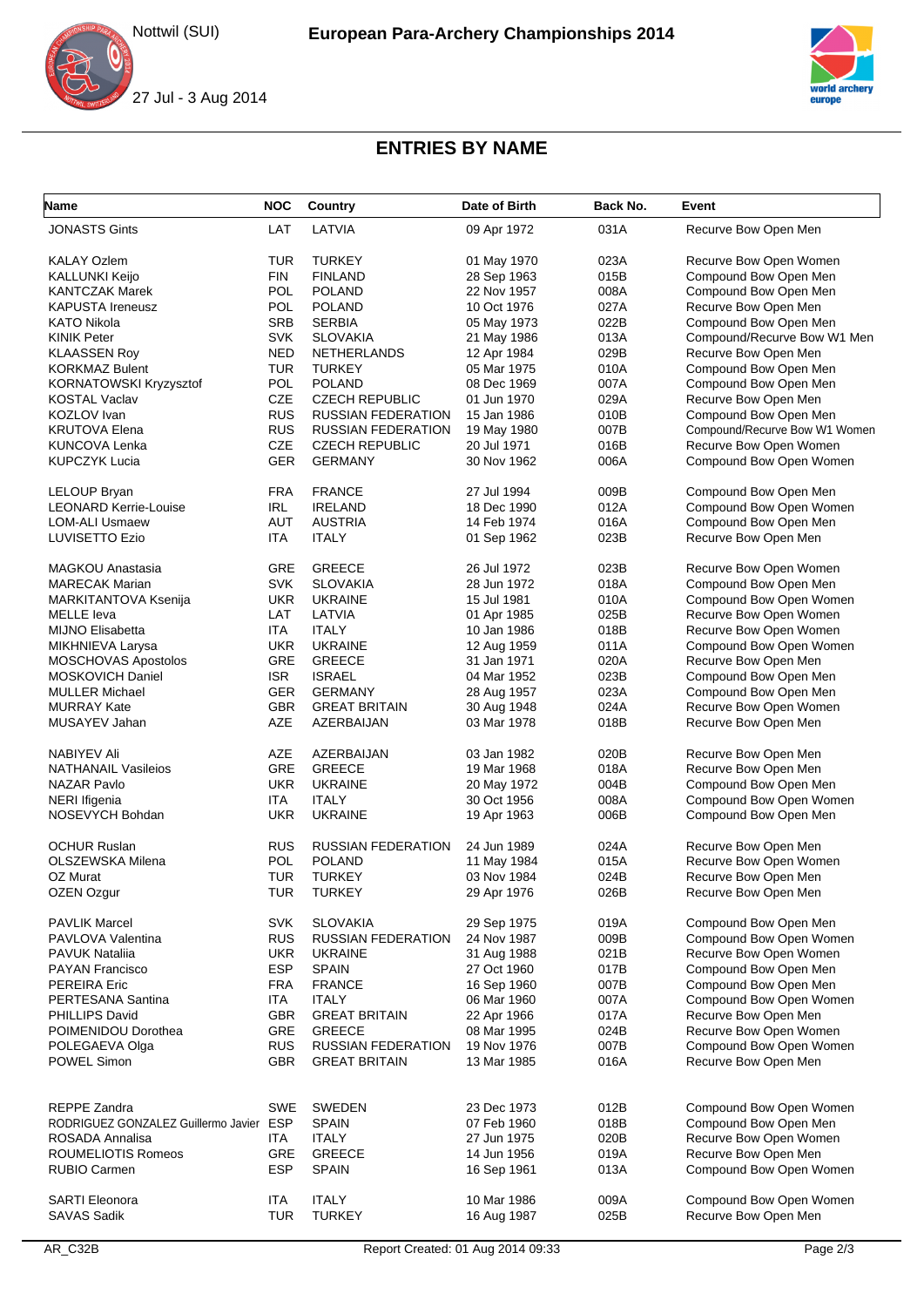## ENTRIES BY NAME

| Name | NOC | Country | Date of Birth | Back No. | Event |
|---|---|---|---|---|---|
| JONASTS Gints | LAT | LATVIA | 09 Apr 1972 | 031A | Recurve Bow Open Men |
| KALAY Ozlem | TUR | TURKEY | 01 May 1970 | 023A | Recurve Bow Open Women |
| KALLUNKI Keijo | FIN | FINLAND | 28 Sep 1963 | 015B | Compound Bow Open Men |
| KANTCZAK Marek | POL | POLAND | 22 Nov 1957 | 008A | Compound Bow Open Men |
| KAPUSTA Ireneusz | POL | POLAND | 10 Oct 1976 | 027A | Recurve Bow Open Men |
| KATO Nikola | SRB | SERBIA | 05 May 1973 | 022B | Compound Bow Open Men |
| KINIK Peter | SVK | SLOVAKIA | 21 May 1986 | 013A | Compound/Recurve Bow W1 Men |
| KLAASSEN Roy | NED | NETHERLANDS | 12 Apr 1984 | 029B | Recurve Bow Open Men |
| KORKMAZ Bulent | TUR | TURKEY | 05 Mar 1975 | 010A | Compound Bow Open Men |
| KORNATOWSKI Kryzysztof | POL | POLAND | 08 Dec 1969 | 007A | Compound Bow Open Men |
| KOSTAL Vaclav | CZE | CZECH REPUBLIC | 01 Jun 1970 | 029A | Recurve Bow Open Men |
| KOZLOV Ivan | RUS | RUSSIAN FEDERATION | 15 Jan 1986 | 010B | Compound Bow Open Men |
| KRUTOVA Elena | RUS | RUSSIAN FEDERATION | 19 May 1980 | 007B | Compound/Recurve Bow W1 Women |
| KUNCOVA Lenka | CZE | CZECH REPUBLIC | 20 Jul 1971 | 016B | Recurve Bow Open Women |
| KUPCZYK Lucia | GER | GERMANY | 30 Nov 1962 | 006A | Compound Bow Open Women |
| LELOUP Bryan | FRA | FRANCE | 27 Jul 1994 | 009B | Compound Bow Open Men |
| LEONARD Kerrie-Louise | IRL | IRELAND | 18 Dec 1990 | 012A | Compound Bow Open Women |
| LOM-ALI Usmaew | AUT | AUSTRIA | 14 Feb 1974 | 016A | Compound Bow Open Men |
| LUVISETTO Ezio | ITA | ITALY | 01 Sep 1962 | 023B | Recurve Bow Open Men |
| MAGKOU Anastasia | GRE | GREECE | 26 Jul 1972 | 023B | Recurve Bow Open Women |
| MARECAK Marian | SVK | SLOVAKIA | 28 Jun 1972 | 018A | Compound Bow Open Men |
| MARKITANTOVA Ksenija | UKR | UKRAINE | 15 Jul 1981 | 010A | Compound Bow Open Women |
| MELLE Ieva | LAT | LATVIA | 01 Apr 1985 | 025B | Recurve Bow Open Women |
| MIJNO Elisabetta | ITA | ITALY | 10 Jan 1986 | 018B | Recurve Bow Open Women |
| MIKHNIEVA Larysa | UKR | UKRAINE | 12 Aug 1959 | 011A | Compound Bow Open Women |
| MOSCHOVAS Apostolos | GRE | GREECE | 31 Jan 1971 | 020A | Recurve Bow Open Men |
| MOSKOVICH Daniel | ISR | ISRAEL | 04 Mar 1952 | 023B | Compound Bow Open Men |
| MULLER Michael | GER | GERMANY | 28 Aug 1957 | 023A | Compound Bow Open Men |
| MURRAY Kate | GBR | GREAT BRITAIN | 30 Aug 1948 | 024A | Recurve Bow Open Women |
| MUSAYEV Jahan | AZE | AZERBAIJAN | 03 Mar 1978 | 018B | Recurve Bow Open Men |
| NABIYEV Ali | AZE | AZERBAIJAN | 03 Jan 1982 | 020B | Recurve Bow Open Men |
| NATHANAIL Vasileios | GRE | GREECE | 19 Mar 1968 | 018A | Recurve Bow Open Men |
| NAZAR Pavlo | UKR | UKRAINE | 20 May 1972 | 004B | Compound Bow Open Men |
| NERI Ifigenia | ITA | ITALY | 30 Oct 1956 | 008A | Compound Bow Open Women |
| NOSEVYCH Bohdan | UKR | UKRAINE | 19 Apr 1963 | 006B | Compound Bow Open Men |
| OCHUR Ruslan | RUS | RUSSIAN FEDERATION | 24 Jun 1989 | 024A | Recurve Bow Open Men |
| OLSZEWSKA Milena | POL | POLAND | 11 May 1984 | 015A | Recurve Bow Open Women |
| OZ Murat | TUR | TURKEY | 03 Nov 1984 | 024B | Recurve Bow Open Men |
| OZEN Ozgur | TUR | TURKEY | 29 Apr 1976 | 026B | Recurve Bow Open Men |
| PAVLIK Marcel | SVK | SLOVAKIA | 29 Sep 1975 | 019A | Compound Bow Open Men |
| PAVLOVA Valentina | RUS | RUSSIAN FEDERATION | 24 Nov 1987 | 009B | Compound Bow Open Women |
| PAVUK Nataliia | UKR | UKRAINE | 31 Aug 1988 | 021B | Recurve Bow Open Women |
| PAYAN Francisco | ESP | SPAIN | 27 Oct 1960 | 017B | Compound Bow Open Men |
| PEREIRA Eric | FRA | FRANCE | 16 Sep 1960 | 007B | Compound Bow Open Men |
| PERTESANA Santina | ITA | ITALY | 06 Mar 1960 | 007A | Compound Bow Open Women |
| PHILLIPS David | GBR | GREAT BRITAIN | 22 Apr 1966 | 017A | Recurve Bow Open Men |
| POIMENIDOU Dorothea | GRE | GREECE | 08 Mar 1995 | 024B | Recurve Bow Open Women |
| POLEGAEVA Olga | RUS | RUSSIAN FEDERATION | 19 Nov 1976 | 007B | Compound Bow Open Women |
| POWEL Simon | GBR | GREAT BRITAIN | 13 Mar 1985 | 016A | Recurve Bow Open Men |
| REPPE Zandra | SWE | SWEDEN | 23 Dec 1973 | 012B | Compound Bow Open Women |
| RODRIGUEZ GONZALEZ Guillermo Javier | ESP | SPAIN | 07 Feb 1960 | 018B | Compound Bow Open Men |
| ROSADA Annalisa | ITA | ITALY | 27 Jun 1975 | 020B | Recurve Bow Open Women |
| ROUMELIOTIS Romeos | GRE | GREECE | 14 Jun 1956 | 019A | Recurve Bow Open Men |
| RUBIO Carmen | ESP | SPAIN | 16 Sep 1961 | 013A | Compound Bow Open Women |
| SARTI Eleonora | ITA | ITALY | 10 Mar 1986 | 009A | Compound Bow Open Women |
| SAVAS Sadik | TUR | TURKEY | 16 Aug 1987 | 025B | Recurve Bow Open Men |

AR_C32B

Report Created: 01 Aug 2014 09:33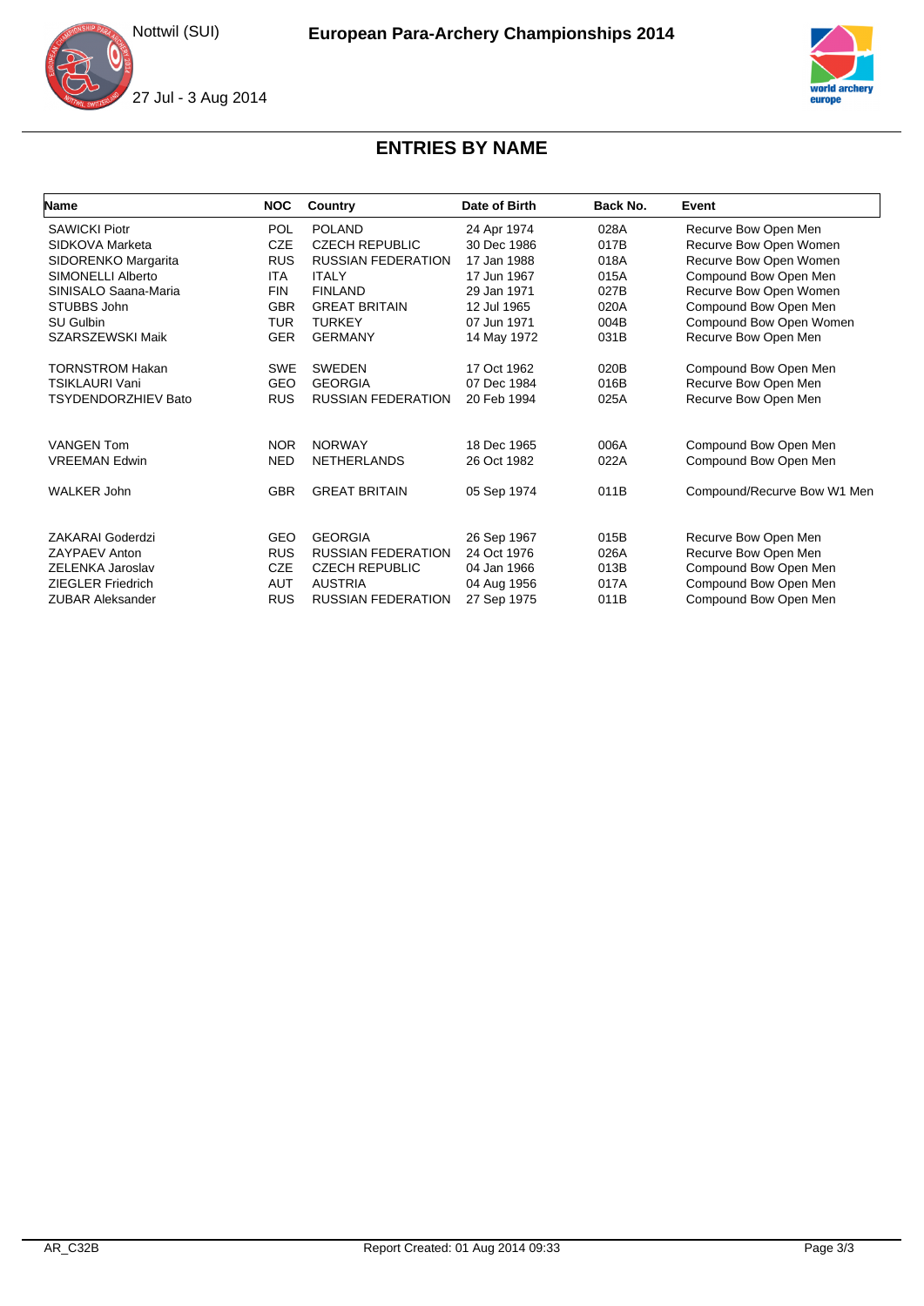# ENTRIES BY NAME

| Name | NOC | Country | Date of Birth | Back No. | Event |
|---|---|---|---|---|---|
| SAWICKI Piotr | POL | POLAND | 24 Apr 1974 | 028A | Recurve Bow Open Men |
| SIDKOVA Marketa | CZE | CZECH REPUBLIC | 30 Dec 1986 | 017B | Recurve Bow Open Women |
| SIDORENKO Margarita | RUS | RUSSIAN FEDERATION | 17 Jan 1988 | 018A | Recurve Bow Open Women |
| SIMONELLI Alberto | ITA | ITALY | 17 Jun 1967 | 015A | Compound Bow Open Men |
| SINISALO Saana-Maria | FIN | FINLAND | 29 Jan 1971 | 027B | Recurve Bow Open Women |
| STUBBS John | GBR | GREAT BRITAIN | 12 Jul 1965 | 020A | Compound Bow Open Men |
| SU Gulbin | TUR | TURKEY | 07 Jun 1971 | 004B | Compound Bow Open Women |
| SZARSZEWSKI Maik | GER | GERMANY | 14 May 1972 | 031B | Recurve Bow Open Men |
| TORNSTROM Hakan | SWE | SWEDEN | 17 Oct 1962 | 020B | Compound Bow Open Men |
| TSIKLAURI Vani | GEO | GEORGIA | 07 Dec 1984 | 016B | Recurve Bow Open Men |
| TSYDENDORZHIEV Bato | RUS | RUSSIAN FEDERATION | 20 Feb 1994 | 025A | Recurve Bow Open Men |
| VANGEN Tom | NOR | NORWAY | 18 Dec 1965 | 006A | Compound Bow Open Men |
| VREEMAN Edwin | NED | NETHERLANDS | 26 Oct 1982 | 022A | Compound Bow Open Men |
| WALKER John | GBR | GREAT BRITAIN | 05 Sep 1974 | 011B | Compound/Recurve Bow W1 Men |
| ZAKARAI Goderdzi | GEO | GEORGIA | 26 Sep 1967 | 015B | Recurve Bow Open Men |
| ZAYPAEV Anton | RUS | RUSSIAN FEDERATION | 24 Oct 1976 | 026A | Recurve Bow Open Men |
| ZELENKA Jaroslav | CZE | CZECH REPUBLIC | 04 Jan 1966 | 013B | Compound Bow Open Men |
| ZIEGLER Friedrich | AUT | AUSTRIA | 04 Aug 1956 | 017A | Compound Bow Open Men |
| ZUBAR Aleksander | RUS | RUSSIAN FEDERATION | 27 Sep 1975 | 011B | Compound Bow Open Men |